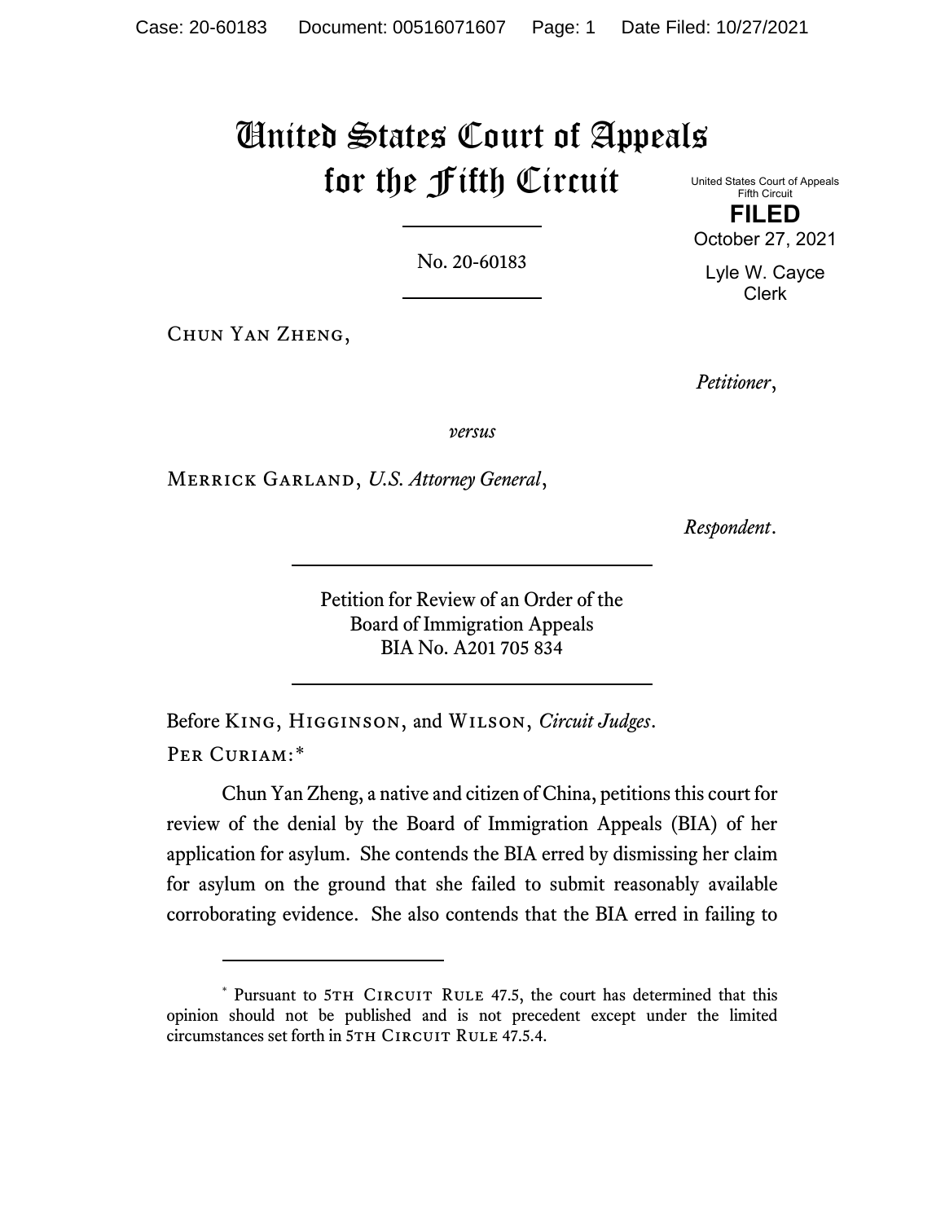# United States Court of Appeals for the Fifth Circuit

United States Court of Appeals
Fifth Circuit

**FILED**

October 27, 2021

Lyle W. Cayce
Clerk

No. 20-60183

Chun Yan Zheng,

*Petitioner*,

*versus*

Merrick Garland, *U.S. Attorney General*,

*Respondent*.

Petition for Review of an Order of the
Board of Immigration Appeals
BIA No. A201 705 834

Before King, Higginson, and Wilson, *Circuit Judges*.

Per Curiam:*

Chun Yan Zheng, a native and citizen of China, petitions this court for review of the denial by the Board of Immigration Appeals (BIA) of her application for asylum. She contends the BIA erred by dismissing her claim for asylum on the ground that she failed to submit reasonably available corroborating evidence. She also contends that the BIA erred in failing to

---

* Pursuant to 5th Circuit Rule 47.5, the court has determined that this opinion should not be published and is not precedent except under the limited circumstances set forth in 5th Circuit Rule 47.5.4.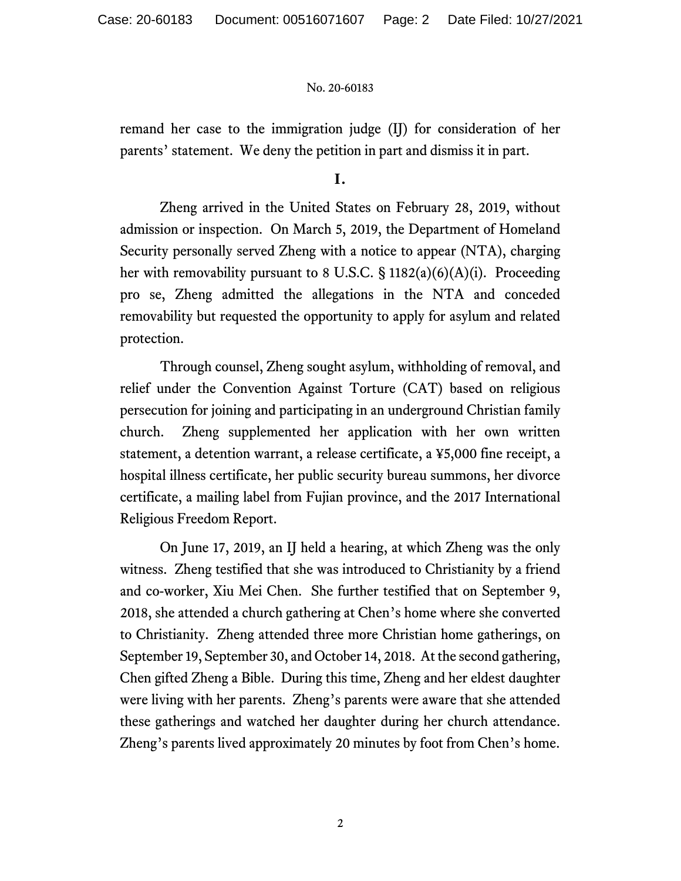remand her case to the immigration judge (IJ) for consideration of her parents' statement. We deny the petition in part and dismiss it in part.

## I.

Zheng arrived in the United States on February 28, 2019, without admission or inspection. On March 5, 2019, the Department of Homeland Security personally served Zheng with a notice to appear (NTA), charging her with removability pursuant to 8 U.S.C. § 1182(a)(6)(A)(i). Proceeding pro se, Zheng admitted the allegations in the NTA and conceded removability but requested the opportunity to apply for asylum and related protection.

Through counsel, Zheng sought asylum, withholding of removal, and relief under the Convention Against Torture (CAT) based on religious persecution for joining and participating in an underground Christian family church. Zheng supplemented her application with her own written statement, a detention warrant, a release certificate, a ¥5,000 fine receipt, a hospital illness certificate, her public security bureau summons, her divorce certificate, a mailing label from Fujian province, and the 2017 International Religious Freedom Report.

On June 17, 2019, an IJ held a hearing, at which Zheng was the only witness. Zheng testified that she was introduced to Christianity by a friend and co-worker, Xiu Mei Chen. She further testified that on September 9, 2018, she attended a church gathering at Chen's home where she converted to Christianity. Zheng attended three more Christian home gatherings, on September 19, September 30, and October 14, 2018. At the second gathering, Chen gifted Zheng a Bible. During this time, Zheng and her eldest daughter were living with her parents. Zheng's parents were aware that she attended these gatherings and watched her daughter during her church attendance. Zheng's parents lived approximately 20 minutes by foot from Chen's home.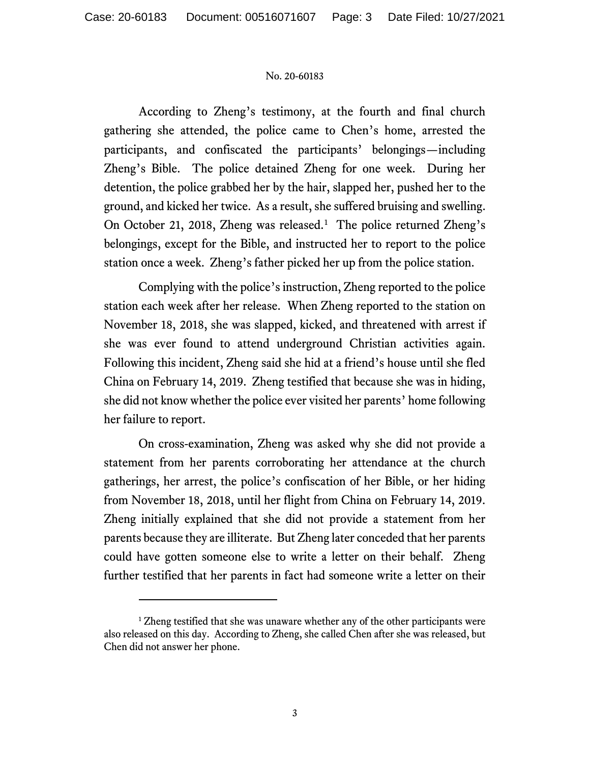According to Zheng's testimony, at the fourth and final church gathering she attended, the police came to Chen's home, arrested the participants, and confiscated the participants' belongings—including Zheng's Bible. The police detained Zheng for one week. During her detention, the police grabbed her by the hair, slapped her, pushed her to the ground, and kicked her twice. As a result, she suffered bruising and swelling. On October 21, 2018, Zheng was released.[1] The police returned Zheng's belongings, except for the Bible, and instructed her to report to the police station once a week. Zheng's father picked her up from the police station.

Complying with the police's instruction, Zheng reported to the police station each week after her release. When Zheng reported to the station on November 18, 2018, she was slapped, kicked, and threatened with arrest if she was ever found to attend underground Christian activities again. Following this incident, Zheng said she hid at a friend's house until she fled China on February 14, 2019. Zheng testified that because she was in hiding, she did not know whether the police ever visited her parents' home following her failure to report.

On cross-examination, Zheng was asked why she did not provide a statement from her parents corroborating her attendance at the church gatherings, her arrest, the police's confiscation of her Bible, or her hiding from November 18, 2018, until her flight from China on February 14, 2019. Zheng initially explained that she did not provide a statement from her parents because they are illiterate. But Zheng later conceded that her parents could have gotten someone else to write a letter on their behalf. Zheng further testified that her parents in fact had someone write a letter on their

[1] Zheng testified that she was unaware whether any of the other participants were also released on this day. According to Zheng, she called Chen after she was released, but Chen did not answer her phone.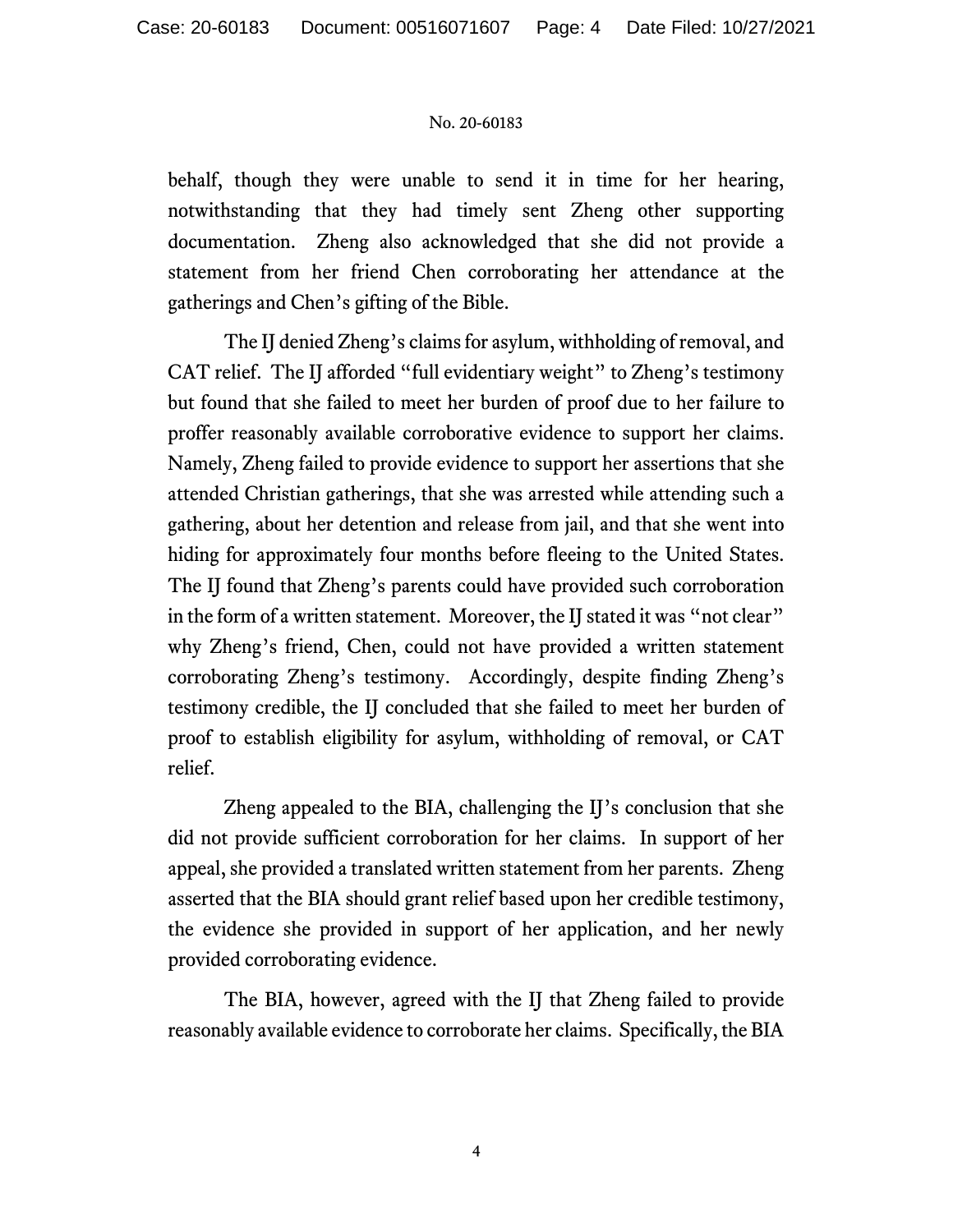behalf, though they were unable to send it in time for her hearing, notwithstanding that they had timely sent Zheng other supporting documentation. Zheng also acknowledged that she did not provide a statement from her friend Chen corroborating her attendance at the gatherings and Chen's gifting of the Bible.

The IJ denied Zheng's claims for asylum, withholding of removal, and CAT relief. The IJ afforded "full evidentiary weight" to Zheng's testimony but found that she failed to meet her burden of proof due to her failure to proffer reasonably available corroborative evidence to support her claims. Namely, Zheng failed to provide evidence to support her assertions that she attended Christian gatherings, that she was arrested while attending such a gathering, about her detention and release from jail, and that she went into hiding for approximately four months before fleeing to the United States. The IJ found that Zheng's parents could have provided such corroboration in the form of a written statement. Moreover, the IJ stated it was "not clear" why Zheng's friend, Chen, could not have provided a written statement corroborating Zheng's testimony. Accordingly, despite finding Zheng's testimony credible, the IJ concluded that she failed to meet her burden of proof to establish eligibility for asylum, withholding of removal, or CAT relief.

Zheng appealed to the BIA, challenging the IJ's conclusion that she did not provide sufficient corroboration for her claims. In support of her appeal, she provided a translated written statement from her parents. Zheng asserted that the BIA should grant relief based upon her credible testimony, the evidence she provided in support of her application, and her newly provided corroborating evidence.

The BIA, however, agreed with the IJ that Zheng failed to provide reasonably available evidence to corroborate her claims. Specifically, the BIA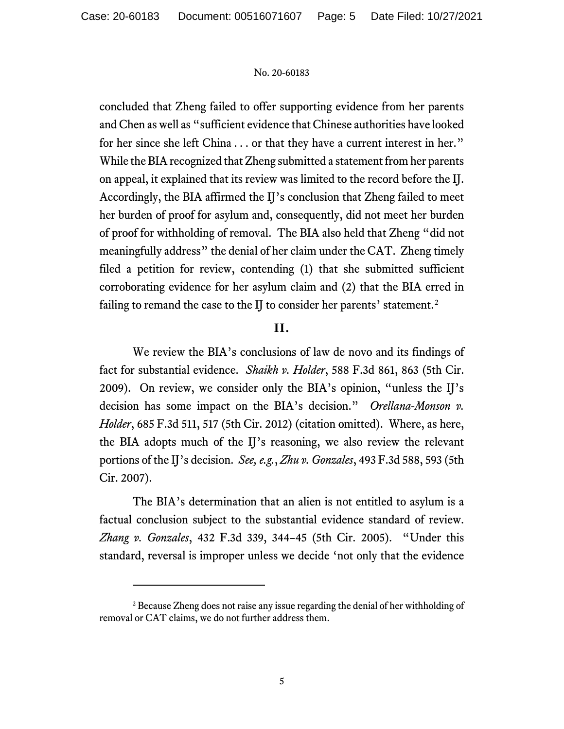concluded that Zheng failed to offer supporting evidence from her parents and Chen as well as "sufficient evidence that Chinese authorities have looked for her since she left China . . . or that they have a current interest in her." While the BIA recognized that Zheng submitted a statement from her parents on appeal, it explained that its review was limited to the record before the IJ. Accordingly, the BIA affirmed the IJ's conclusion that Zheng failed to meet her burden of proof for asylum and, consequently, did not meet her burden of proof for withholding of removal. The BIA also held that Zheng "did not meaningfully address" the denial of her claim under the CAT. Zheng timely filed a petition for review, contending (1) that she submitted sufficient corroborating evidence for her asylum claim and (2) that the BIA erred in failing to remand the case to the IJ to consider her parents' statement.[2]

## II.

We review the BIA's conclusions of law de novo and its findings of fact for substantial evidence. *Shaikh v. Holder*, 588 F.3d 861, 863 (5th Cir. 2009). On review, we consider only the BIA's opinion, "unless the IJ's decision has some impact on the BIA's decision." *Orellana-Monson v. Holder*, 685 F.3d 511, 517 (5th Cir. 2012) (citation omitted). Where, as here, the BIA adopts much of the IJ's reasoning, we also review the relevant portions of the IJ's decision. *See, e.g.*, *Zhu v. Gonzales*, 493 F.3d 588, 593 (5th Cir. 2007).

The BIA's determination that an alien is not entitled to asylum is a factual conclusion subject to the substantial evidence standard of review. *Zhang v. Gonzales*, 432 F.3d 339, 344–45 (5th Cir. 2005). "Under this standard, reversal is improper unless we decide 'not only that the evidence

---

[2] Because Zheng does not raise any issue regarding the denial of her withholding of removal or CAT claims, we do not further address them.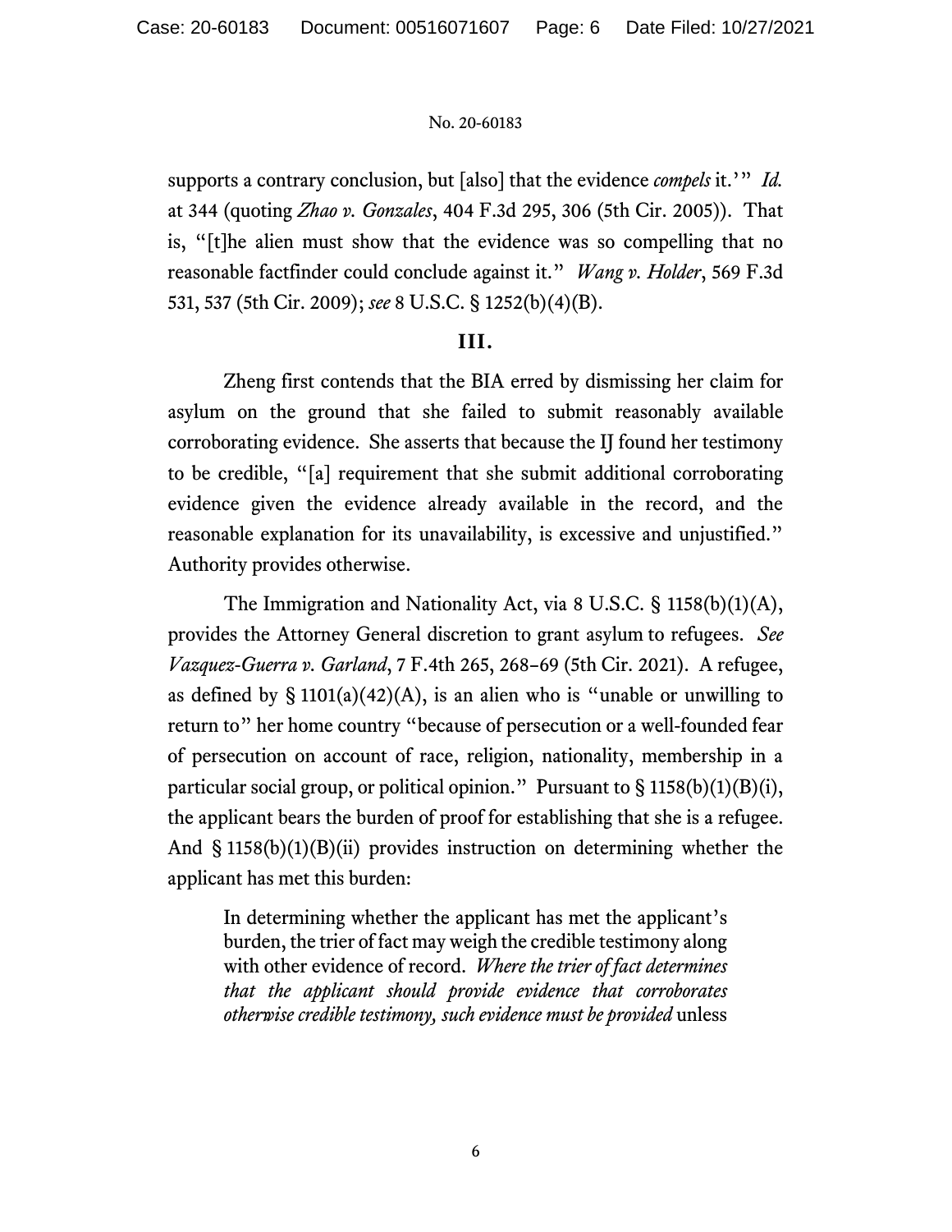supports a contrary conclusion, but [also] that the evidence *compels* it.'" *Id.* at 344 (quoting *Zhao v. Gonzales*, 404 F.3d 295, 306 (5th Cir. 2005)). That is, "[t]he alien must show that the evidence was so compelling that no reasonable factfinder could conclude against it." *Wang v. Holder*, 569 F.3d 531, 537 (5th Cir. 2009); *see* 8 U.S.C. § 1252(b)(4)(B).

## III.

Zheng first contends that the BIA erred by dismissing her claim for asylum on the ground that she failed to submit reasonably available corroborating evidence. She asserts that because the IJ found her testimony to be credible, "[a] requirement that she submit additional corroborating evidence given the evidence already available in the record, and the reasonable explanation for its unavailability, is excessive and unjustified." Authority provides otherwise.

The Immigration and Nationality Act, via 8 U.S.C. § 1158(b)(1)(A), provides the Attorney General discretion to grant asylum to refugees. *See Vazquez-Guerra v. Garland*, 7 F.4th 265, 268–69 (5th Cir. 2021). A refugee, as defined by § 1101(a)(42)(A), is an alien who is "unable or unwilling to return to" her home country "because of persecution or a well-founded fear of persecution on account of race, religion, nationality, membership in a particular social group, or political opinion." Pursuant to § 1158(b)(1)(B)(i), the applicant bears the burden of proof for establishing that she is a refugee. And § 1158(b)(1)(B)(ii) provides instruction on determining whether the applicant has met this burden:

> In determining whether the applicant has met the applicant's burden, the trier of fact may weigh the credible testimony along with other evidence of record. *Where the trier of fact determines that the applicant should provide evidence that corroborates otherwise credible testimony, such evidence must be provided* unless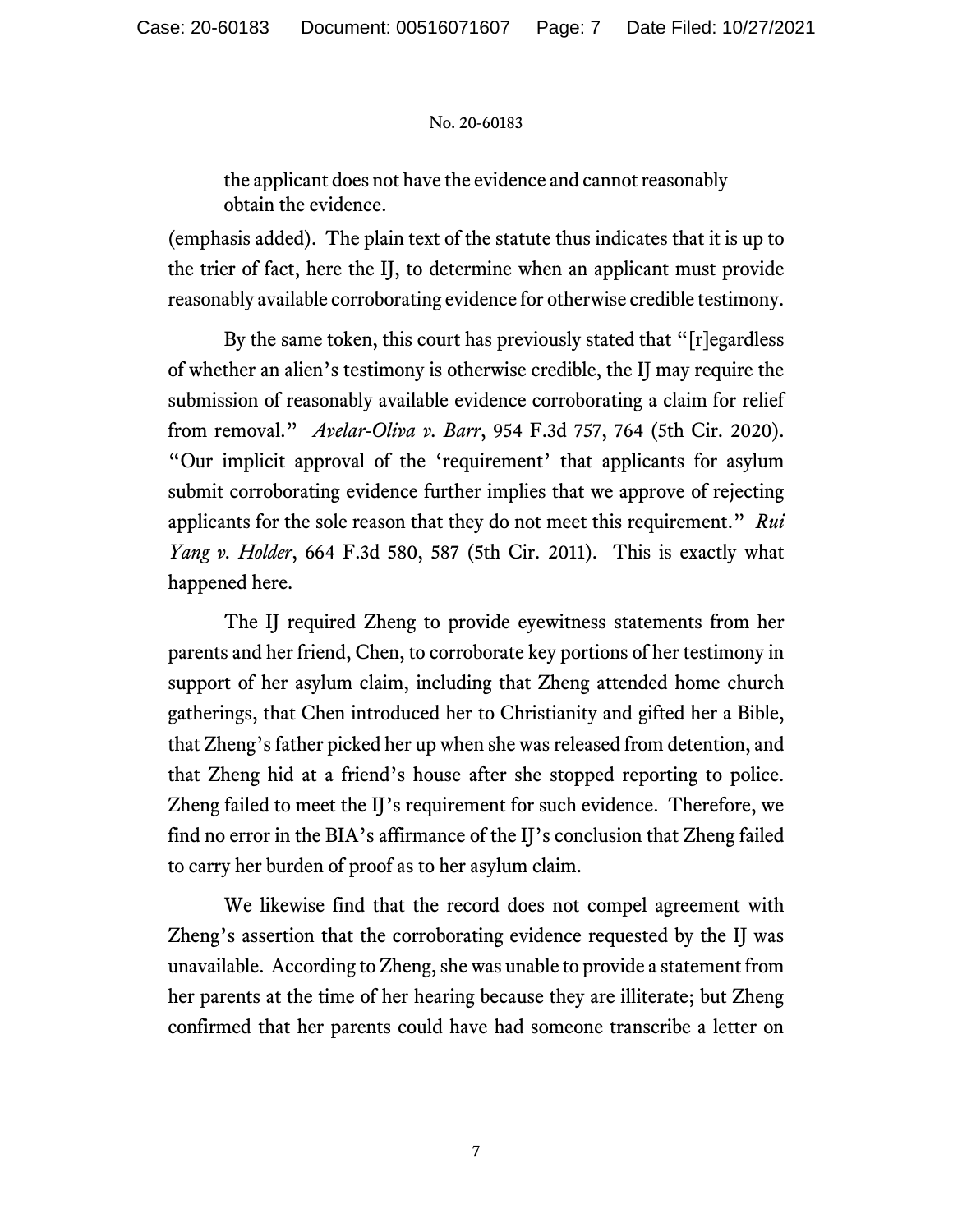the applicant does not have the evidence and cannot reasonably obtain the evidence.

(emphasis added). The plain text of the statute thus indicates that it is up to the trier of fact, here the IJ, to determine when an applicant must provide reasonably available corroborating evidence for otherwise credible testimony.

By the same token, this court has previously stated that "[r]egardless of whether an alien's testimony is otherwise credible, the IJ may require the submission of reasonably available evidence corroborating a claim for relief from removal." *Avelar-Oliva v. Barr*, 954 F.3d 757, 764 (5th Cir. 2020). "Our implicit approval of the 'requirement' that applicants for asylum submit corroborating evidence further implies that we approve of rejecting applicants for the sole reason that they do not meet this requirement." *Rui Yang v. Holder*, 664 F.3d 580, 587 (5th Cir. 2011). This is exactly what happened here.

The IJ required Zheng to provide eyewitness statements from her parents and her friend, Chen, to corroborate key portions of her testimony in support of her asylum claim, including that Zheng attended home church gatherings, that Chen introduced her to Christianity and gifted her a Bible, that Zheng's father picked her up when she was released from detention, and that Zheng hid at a friend's house after she stopped reporting to police. Zheng failed to meet the IJ's requirement for such evidence. Therefore, we find no error in the BIA's affirmance of the IJ's conclusion that Zheng failed to carry her burden of proof as to her asylum claim.

We likewise find that the record does not compel agreement with Zheng's assertion that the corroborating evidence requested by the IJ was unavailable. According to Zheng, she was unable to provide a statement from her parents at the time of her hearing because they are illiterate; but Zheng confirmed that her parents could have had someone transcribe a letter on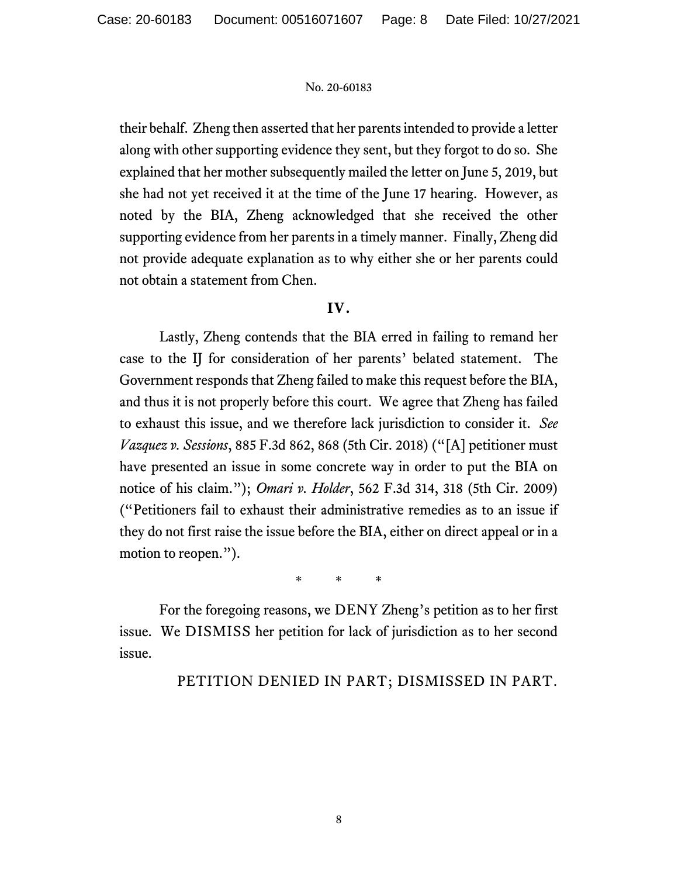their behalf. Zheng then asserted that her parents intended to provide a letter along with other supporting evidence they sent, but they forgot to do so. She explained that her mother subsequently mailed the letter on June 5, 2019, but she had not yet received it at the time of the June 17 hearing. However, as noted by the BIA, Zheng acknowledged that she received the other supporting evidence from her parents in a timely manner. Finally, Zheng did not provide adequate explanation as to why either she or her parents could not obtain a statement from Chen.

## IV.

Lastly, Zheng contends that the BIA erred in failing to remand her case to the IJ for consideration of her parents' belated statement. The Government responds that Zheng failed to make this request before the BIA, and thus it is not properly before this court. We agree that Zheng has failed to exhaust this issue, and we therefore lack jurisdiction to consider it. *See Vazquez v. Sessions*, 885 F.3d 862, 868 (5th Cir. 2018) ("[A] petitioner must have presented an issue in some concrete way in order to put the BIA on notice of his claim."); *Omari v. Holder*, 562 F.3d 314, 318 (5th Cir. 2009) ("Petitioners fail to exhaust their administrative remedies as to an issue if they do not first raise the issue before the BIA, either on direct appeal or in a motion to reopen.").

\* \* \*

For the foregoing reasons, we DENY Zheng's petition as to her first issue. We DISMISS her petition for lack of jurisdiction as to her second issue.

PETITION DENIED IN PART; DISMISSED IN PART.